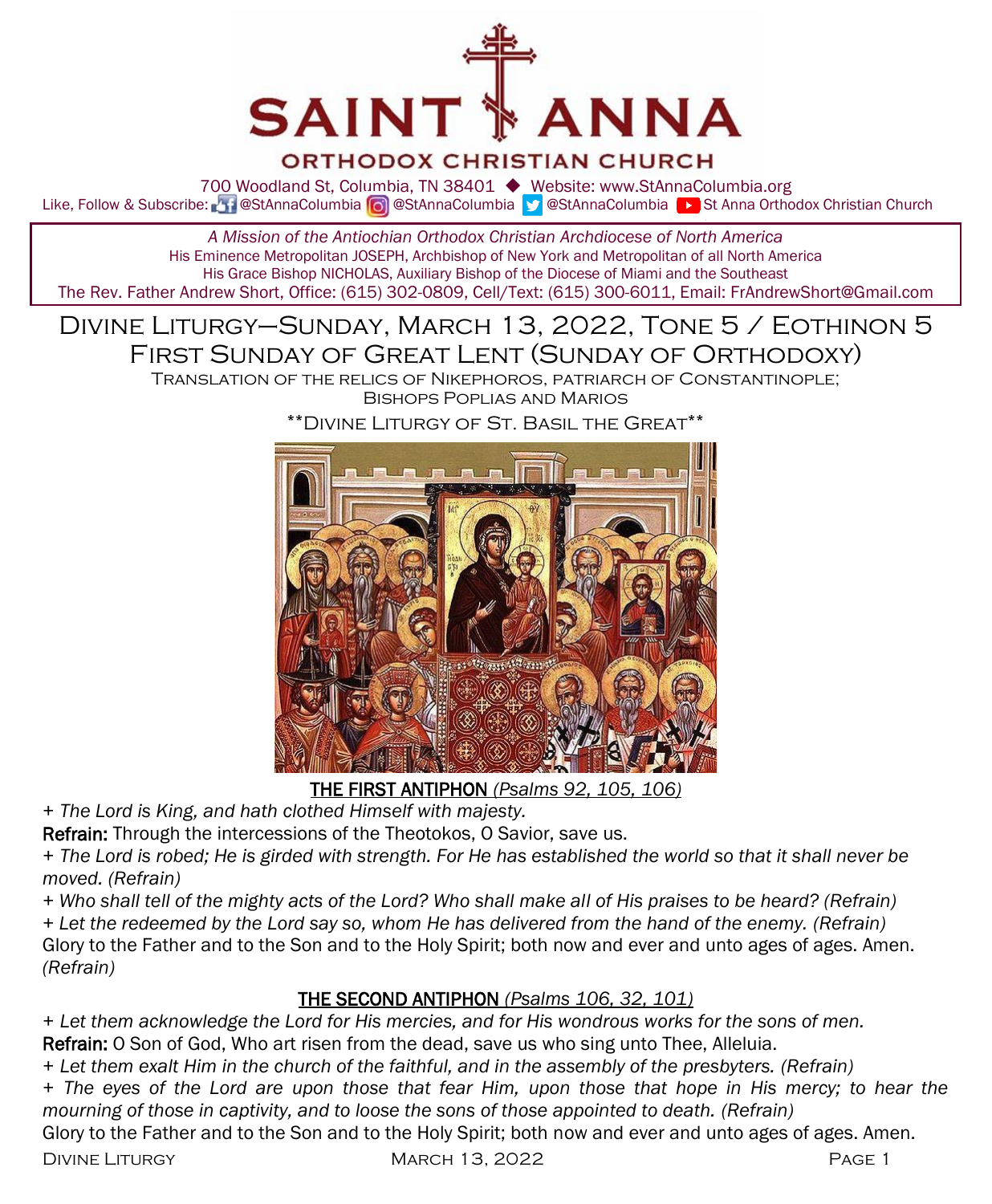# SAINT ANNA
## ORTHODOX CHRISTIAN CHURCH

700 Woodland St, Columbia, TN 38401 ◆ Website: www.StAnnaColumbia.org
Like, Follow & Subscribe: @StAnnaColumbia @StAnnaColumbia @StAnnaColumbia St Anna Orthodox Christian Church

*A Mission of the Antiochian Orthodox Christian Archdiocese of North America*
His Eminence Metropolitan JOSEPH, Archbishop of New York and Metropolitan of all North America
His Grace Bishop NICHOLAS, Auxiliary Bishop of the Diocese of Miami and the Southeast
The Rev. Father Andrew Short, Office: (615) 302-0809, Cell/Text: (615) 300-6011, Email: FrAndrewShort@Gmail.com

## Divine Liturgy—Sunday, March 13, 2022, Tone 5 / Eothinon 5
## First Sunday of Great Lent (Sunday of Orthodoxy)

Translation of the relics of Nikephoros, Patriarch of Constantinople; Bishops Poplias and Marios

\*\*Divine Liturgy of St. Basil the Great\*\*

### THE FIRST ANTIPHON *(Psalms 92, 105, 106)*

*+ The Lord is King, and hath clothed Himself with majesty.*
**Refrain:** Through the intercessions of the Theotokos, O Savior, save us.
*+ The Lord is robed; He is girded with strength. For He has established the world so that it shall never be moved. (Refrain)*
*+ Who shall tell of the mighty acts of the Lord? Who shall make all of His praises to be heard? (Refrain)*
*+ Let the redeemed by the Lord say so, whom He has delivered from the hand of the enemy. (Refrain)*
Glory to the Father and to the Son and to the Holy Spirit; both now and ever and unto ages of ages. Amen. *(Refrain)*

### THE SECOND ANTIPHON *(Psalms 106, 32, 101)*

*+ Let them acknowledge the Lord for His mercies, and for His wondrous works for the sons of men.*
**Refrain:** O Son of God, Who art risen from the dead, save us who sing unto Thee, Alleluia.
*+ Let them exalt Him in the church of the faithful, and in the assembly of the presbyters. (Refrain)*
*+ The eyes of the Lord are upon those that fear Him, upon those that hope in His mercy; to hear the mourning of those in captivity, and to loose the sons of those appointed to death. (Refrain)*
Glory to the Father and to the Son and to the Holy Spirit; both now and ever and unto ages of ages. Amen.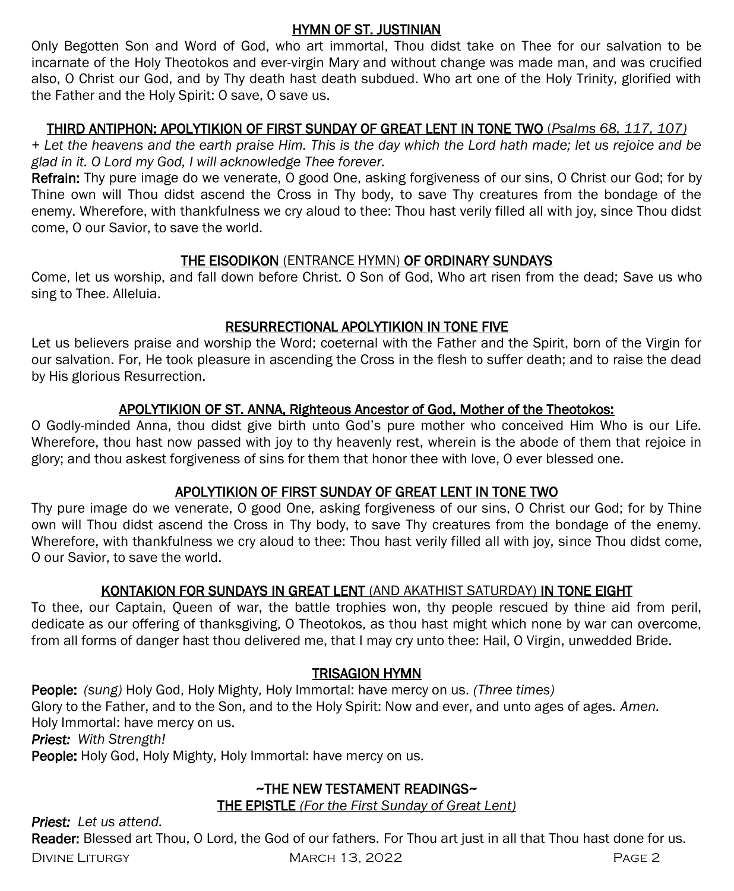## HYMN OF ST. JUSTINIAN

Only Begotten Son and Word of God, who art immortal, Thou didst take on Thee for our salvation to be incarnate of the Holy Theotokos and ever-virgin Mary and without change was made man, and was crucified also, O Christ our God, and by Thy death hast death subdued. Who art one of the Holy Trinity, glorified with the Father and the Holy Spirit: O save, O save us.

## THIRD ANTIPHON: APOLYTIKION OF FIRST SUNDAY OF GREAT LENT IN TONE TWO *(Psalms 68, 117, 107)*

*+ Let the heavens and the earth praise Him. This is the day which the Lord hath made; let us rejoice and be glad in it. O Lord my God, I will acknowledge Thee forever.*

**Refrain:** Thy pure image do we venerate, O good One, asking forgiveness of our sins, O Christ our God; for by Thine own will Thou didst ascend the Cross in Thy body, to save Thy creatures from the bondage of the enemy. Wherefore, with thankfulness we cry aloud to thee: Thou hast verily filled all with joy, since Thou didst come, O our Savior, to save the world.

## THE EISODIKON (ENTRANCE HYMN) OF ORDINARY SUNDAYS

Come, let us worship, and fall down before Christ. O Son of God, Who art risen from the dead; Save us who sing to Thee. Alleluia.

## RESURRECTIONAL APOLYTIKION IN TONE FIVE

Let us believers praise and worship the Word; coeternal with the Father and the Spirit, born of the Virgin for our salvation. For, He took pleasure in ascending the Cross in the flesh to suffer death; and to raise the dead by His glorious Resurrection.

## APOLYTIKION OF ST. ANNA, Righteous Ancestor of God, Mother of the Theotokos:

O Godly-minded Anna, thou didst give birth unto God's pure mother who conceived Him Who is our Life. Wherefore, thou hast now passed with joy to thy heavenly rest, wherein is the abode of them that rejoice in glory; and thou askest forgiveness of sins for them that honor thee with love, O ever blessed one.

## APOLYTIKION OF FIRST SUNDAY OF GREAT LENT IN TONE TWO

Thy pure image do we venerate, O good One, asking forgiveness of our sins, O Christ our God; for by Thine own will Thou didst ascend the Cross in Thy body, to save Thy creatures from the bondage of the enemy. Wherefore, with thankfulness we cry aloud to thee: Thou hast verily filled all with joy, since Thou didst come, O our Savior, to save the world.

## KONTAKION FOR SUNDAYS IN GREAT LENT (AND AKATHIST SATURDAY) IN TONE EIGHT

To thee, our Captain, Queen of war, the battle trophies won, thy people rescued by thine aid from peril, dedicate as our offering of thanksgiving, O Theotokos, as thou hast might which none by war can overcome, from all forms of danger hast thou delivered me, that I may cry unto thee: Hail, O Virgin, unwedded Bride.

## TRISAGION HYMN

**People:** *(sung)* Holy God, Holy Mighty, Holy Immortal: have mercy on us. *(Three times)*
Glory to the Father, and to the Son, and to the Holy Spirit: Now and ever, and unto ages of ages. *Amen.*
Holy Immortal: have mercy on us.
***Priest:*** *With Strength!*
**People:** Holy God, Holy Mighty, Holy Immortal: have mercy on us.

## ~THE NEW TESTAMENT READINGS~

### THE EPISTLE *(For the First Sunday of Great Lent)*

***Priest:*** *Let us attend.*
**Reader:** Blessed art Thou, O Lord, the God of our fathers. For Thou art just in all that Thou hast done for us.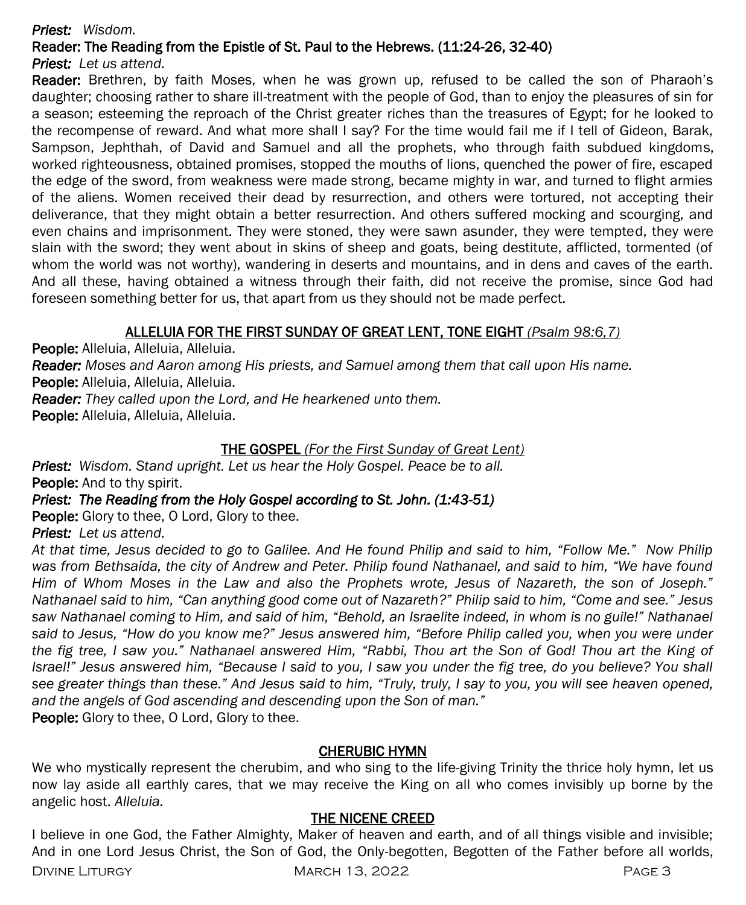*Priest:* *Wisdom.*

**Reader: The Reading from the Epistle of St. Paul to the Hebrews. (11:24-26, 32-40)**

*Priest:* *Let us attend.*

**Reader:** Brethren, by faith Moses, when he was grown up, refused to be called the son of Pharaoh's daughter; choosing rather to share ill-treatment with the people of God, than to enjoy the pleasures of sin for a season; esteeming the reproach of the Christ greater riches than the treasures of Egypt; for he looked to the recompense of reward. And what more shall I say? For the time would fail me if I tell of Gideon, Barak, Sampson, Jephthah, of David and Samuel and all the prophets, who through faith subdued kingdoms, worked righteousness, obtained promises, stopped the mouths of lions, quenched the power of fire, escaped the edge of the sword, from weakness were made strong, became mighty in war, and turned to flight armies of the aliens. Women received their dead by resurrection, and others were tortured, not accepting their deliverance, that they might obtain a better resurrection. And others suffered mocking and scourging, and even chains and imprisonment. They were stoned, they were sawn asunder, they were tempted, they were slain with the sword; they went about in skins of sheep and goats, being destitute, afflicted, tormented (of whom the world was not worthy), wandering in deserts and mountains, and in dens and caves of the earth. And all these, having obtained a witness through their faith, did not receive the promise, since God had foreseen something better for us, that apart from us they should not be made perfect.

## ALLELUIA FOR THE FIRST SUNDAY OF GREAT LENT, TONE EIGHT *(Psalm 98:6,7)*

**People:** Alleluia, Alleluia, Alleluia.

***Reader:*** *Moses and Aaron among His priests, and Samuel among them that call upon His name.*

**People:** Alleluia, Alleluia, Alleluia.

***Reader:*** *They called upon the Lord, and He hearkened unto them.*

**People:** Alleluia, Alleluia, Alleluia.

## THE GOSPEL *(For the First Sunday of Great Lent)*

***Priest:*** *Wisdom. Stand upright. Let us hear the Holy Gospel. Peace be to all.*

**People:** And to thy spirit.

***Priest: The Reading from the Holy Gospel according to St. John. (1:43-51)***

**People:** Glory to thee, O Lord, Glory to thee.

***Priest:*** *Let us attend.*

*At that time, Jesus decided to go to Galilee. And He found Philip and said to him, "Follow Me." Now Philip was from Bethsaida, the city of Andrew and Peter. Philip found Nathanael, and said to him, "We have found Him of Whom Moses in the Law and also the Prophets wrote, Jesus of Nazareth, the son of Joseph." Nathanael said to him, "Can anything good come out of Nazareth?" Philip said to him, "Come and see." Jesus saw Nathanael coming to Him, and said of him, "Behold, an Israelite indeed, in whom is no guile!" Nathanael said to Jesus, "How do you know me?" Jesus answered him, "Before Philip called you, when you were under the fig tree, I saw you." Nathanael answered Him, "Rabbi, Thou art the Son of God! Thou art the King of Israel!" Jesus answered him, "Because I said to you, I saw you under the fig tree, do you believe? You shall see greater things than these." And Jesus said to him, "Truly, truly, I say to you, you will see heaven opened, and the angels of God ascending and descending upon the Son of man."*

**People:** Glory to thee, O Lord, Glory to thee.

## CHERUBIC HYMN

We who mystically represent the cherubim, and who sing to the life-giving Trinity the thrice holy hymn, let us now lay aside all earthly cares, that we may receive the King on all who comes invisibly up borne by the angelic host. *Alleluia.*

## THE NICENE CREED

I believe in one God, the Father Almighty, Maker of heaven and earth, and of all things visible and invisible; And in one Lord Jesus Christ, the Son of God, the Only-begotten, Begotten of the Father before all worlds,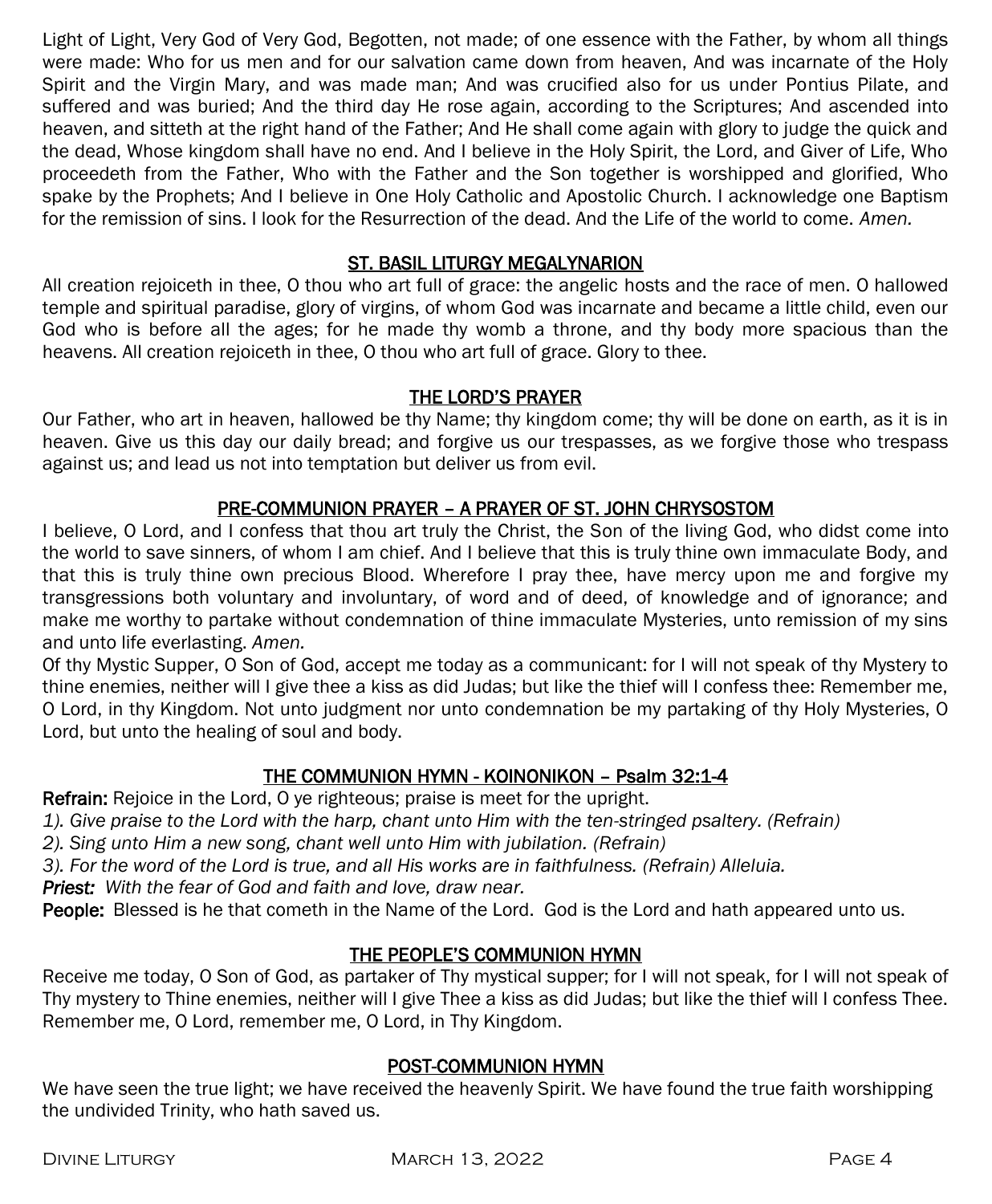Light of Light, Very God of Very God, Begotten, not made; of one essence with the Father, by whom all things were made: Who for us men and for our salvation came down from heaven, And was incarnate of the Holy Spirit and the Virgin Mary, and was made man; And was crucified also for us under Pontius Pilate, and suffered and was buried; And the third day He rose again, according to the Scriptures; And ascended into heaven, and sitteth at the right hand of the Father; And He shall come again with glory to judge the quick and the dead, Whose kingdom shall have no end. And I believe in the Holy Spirit, the Lord, and Giver of Life, Who proceedeth from the Father, Who with the Father and the Son together is worshipped and glorified, Who spake by the Prophets; And I believe in One Holy Catholic and Apostolic Church. I acknowledge one Baptism for the remission of sins. I look for the Resurrection of the dead. And the Life of the world to come. *Amen.*

## ST. BASIL LITURGY MEGALYNARION

All creation rejoiceth in thee, O thou who art full of grace: the angelic hosts and the race of men. O hallowed temple and spiritual paradise, glory of virgins, of whom God was incarnate and became a little child, even our God who is before all the ages; for he made thy womb a throne, and thy body more spacious than the heavens. All creation rejoiceth in thee, O thou who art full of grace. Glory to thee.

## THE LORD'S PRAYER

Our Father, who art in heaven, hallowed be thy Name; thy kingdom come; thy will be done on earth, as it is in heaven. Give us this day our daily bread; and forgive us our trespasses, as we forgive those who trespass against us; and lead us not into temptation but deliver us from evil.

## PRE-COMMUNION PRAYER – A PRAYER OF ST. JOHN CHRYSOSTOM

I believe, O Lord, and I confess that thou art truly the Christ, the Son of the living God, who didst come into the world to save sinners, of whom I am chief. And I believe that this is truly thine own immaculate Body, and that this is truly thine own precious Blood. Wherefore I pray thee, have mercy upon me and forgive my transgressions both voluntary and involuntary, of word and of deed, of knowledge and of ignorance; and make me worthy to partake without condemnation of thine immaculate Mysteries, unto remission of my sins and unto life everlasting. *Amen.*

Of thy Mystic Supper, O Son of God, accept me today as a communicant: for I will not speak of thy Mystery to thine enemies, neither will I give thee a kiss as did Judas; but like the thief will I confess thee: Remember me, O Lord, in thy Kingdom. Not unto judgment nor unto condemnation be my partaking of thy Holy Mysteries, O Lord, but unto the healing of soul and body.

## THE COMMUNION HYMN - KOINONIKON – Psalm 32:1-4

**Refrain:** Rejoice in the Lord, O ye righteous; praise is meet for the upright.

*1). Give praise to the Lord with the harp, chant unto Him with the ten-stringed psaltery. (Refrain)*

*2). Sing unto Him a new song, chant well unto Him with jubilation. (Refrain)*

*3). For the word of the Lord is true, and all His works are in faithfulness. (Refrain) Alleluia.*

***Priest:*** *With the fear of God and faith and love, draw near.*

**People:** Blessed is he that cometh in the Name of the Lord. God is the Lord and hath appeared unto us.

## THE PEOPLE'S COMMUNION HYMN

Receive me today, O Son of God, as partaker of Thy mystical supper; for I will not speak, for I will not speak of Thy mystery to Thine enemies, neither will I give Thee a kiss as did Judas; but like the thief will I confess Thee. Remember me, O Lord, remember me, O Lord, in Thy Kingdom.

## POST-COMMUNION HYMN

We have seen the true light; we have received the heavenly Spirit. We have found the true faith worshipping the undivided Trinity, who hath saved us.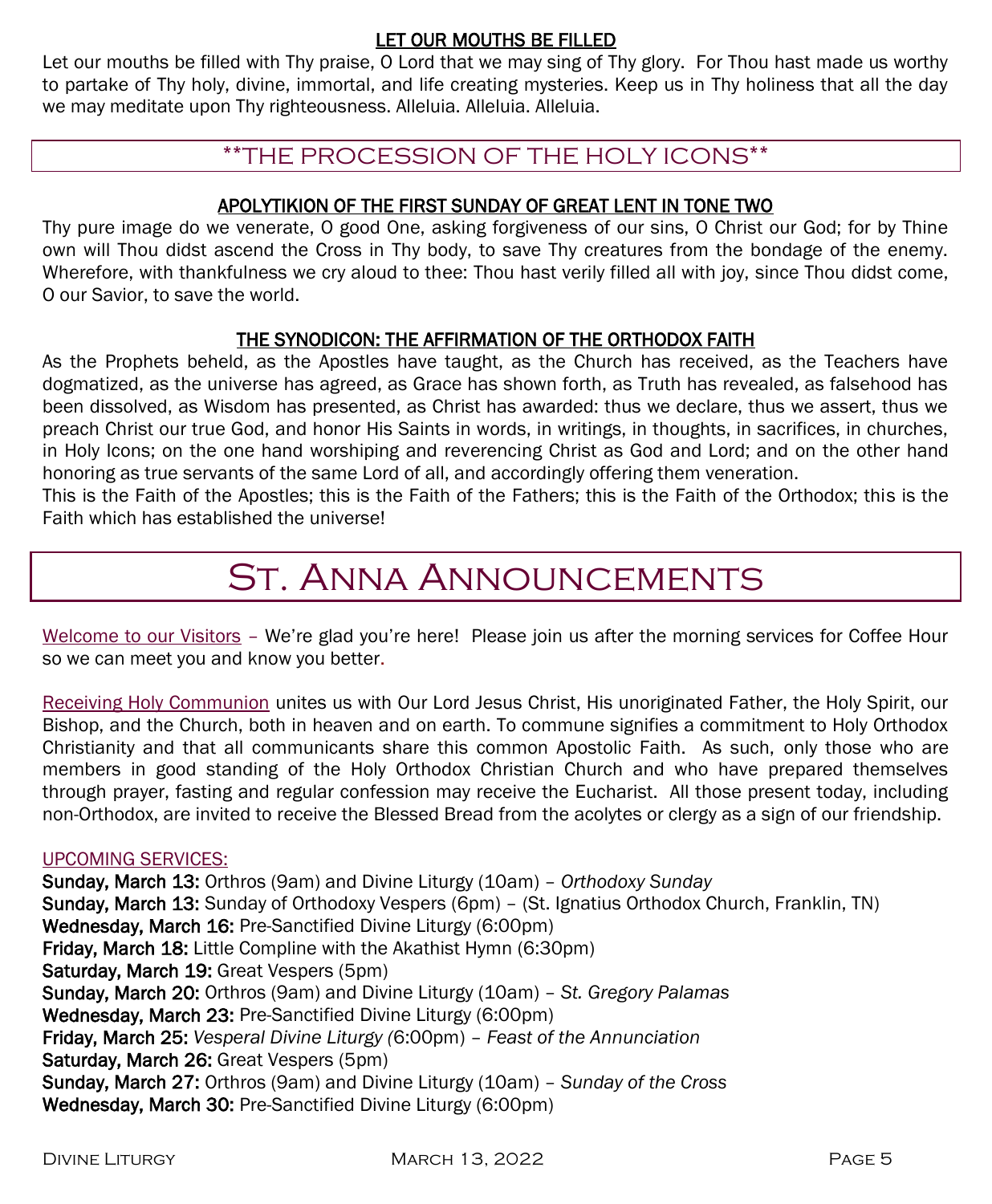### LET OUR MOUTHS BE FILLED

Let our mouths be filled with Thy praise, O Lord that we may sing of Thy glory. For Thou hast made us worthy to partake of Thy holy, divine, immortal, and life creating mysteries. Keep us in Thy holiness that all the day we may meditate upon Thy righteousness. Alleluia. Alleluia. Alleluia.

## **THE PROCESSION OF THE HOLY ICONS**

### APOLYTIKION OF THE FIRST SUNDAY OF GREAT LENT IN TONE TWO

Thy pure image do we venerate, O good One, asking forgiveness of our sins, O Christ our God; for by Thine own will Thou didst ascend the Cross in Thy body, to save Thy creatures from the bondage of the enemy. Wherefore, with thankfulness we cry aloud to thee: Thou hast verily filled all with joy, since Thou didst come, O our Savior, to save the world.

### THE SYNODICON: THE AFFIRMATION OF THE ORTHODOX FAITH

As the Prophets beheld, as the Apostles have taught, as the Church has received, as the Teachers have dogmatized, as the universe has agreed, as Grace has shown forth, as Truth has revealed, as falsehood has been dissolved, as Wisdom has presented, as Christ has awarded: thus we declare, thus we assert, thus we preach Christ our true God, and honor His Saints in words, in writings, in thoughts, in sacrifices, in churches, in Holy Icons; on the one hand worshiping and reverencing Christ as God and Lord; and on the other hand honoring as true servants of the same Lord of all, and accordingly offering them veneration.

This is the Faith of the Apostles; this is the Faith of the Fathers; this is the Faith of the Orthodox; this is the Faith which has established the universe!

# St. Anna Announcements

Welcome to our Visitors – We're glad you're here! Please join us after the morning services for Coffee Hour so we can meet you and know you better.

Receiving Holy Communion unites us with Our Lord Jesus Christ, His unoriginated Father, the Holy Spirit, our Bishop, and the Church, both in heaven and on earth. To commune signifies a commitment to Holy Orthodox Christianity and that all communicants share this common Apostolic Faith. As such, only those who are members in good standing of the Holy Orthodox Christian Church and who have prepared themselves through prayer, fasting and regular confession may receive the Eucharist. All those present today, including non-Orthodox, are invited to receive the Blessed Bread from the acolytes or clergy as a sign of our friendship.

UPCOMING SERVICES:

**Sunday, March 13:** Orthros (9am) and Divine Liturgy (10am) – *Orthodoxy Sunday*
**Sunday, March 13:** Sunday of Orthodoxy Vespers (6pm) – (St. Ignatius Orthodox Church, Franklin, TN)
**Wednesday, March 16:** Pre-Sanctified Divine Liturgy (6:00pm)
**Friday, March 18:** Little Compline with the Akathist Hymn (6:30pm)
**Saturday, March 19:** Great Vespers (5pm)
**Sunday, March 20:** Orthros (9am) and Divine Liturgy (10am) – *St. Gregory Palamas*
**Wednesday, March 23:** Pre-Sanctified Divine Liturgy (6:00pm)
**Friday, March 25:** *Vesperal Divine Liturgy (*6:00pm) – *Feast of the Annunciation*
**Saturday, March 26:** Great Vespers (5pm)
**Sunday, March 27:** Orthros (9am) and Divine Liturgy (10am) – *Sunday of the Cross*
**Wednesday, March 30:** Pre-Sanctified Divine Liturgy (6:00pm)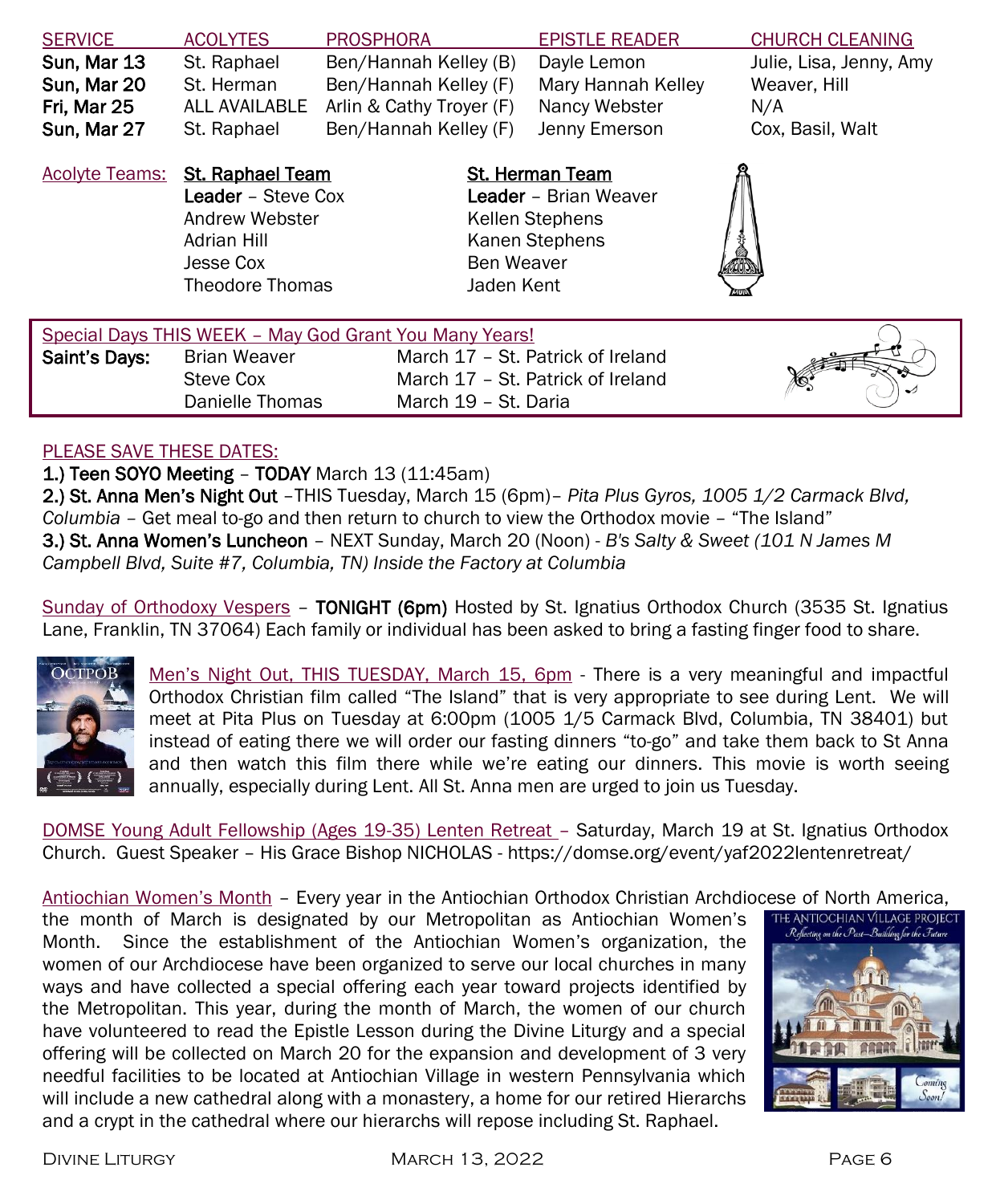| SERVICE | ACOLYTES | PROSPHORA | EPISTLE READER | CHURCH CLEANING |
|---|---|---|---|---|
| **Sun, Mar 13** | St. Raphael | Ben/Hannah Kelley (B) | Dayle Lemon | Julie, Lisa, Jenny, Amy |
| **Sun, Mar 20** | St. Herman | Ben/Hannah Kelley (F) | Mary Hannah Kelley | Weaver, Hill |
| **Fri, Mar 25** | ALL AVAILABLE | Arlin & Cathy Troyer (F) | Nancy Webster | N/A |
| **Sun, Mar 27** | St. Raphael | Ben/Hannah Kelley (F) | Jenny Emerson | Cox, Basil, Walt |

Acolyte Teams:

**St. Raphael Team**
**Leader** – Steve Cox
Andrew Webster
Adrian Hill
Jesse Cox
Theodore Thomas

**St. Herman Team**
**Leader** – Brian Weaver
Kellen Stephens
Kanen Stephens
Ben Weaver
Jaden Kent

Special Days THIS WEEK – May God Grant You Many Years!

| **Saint's Days:** | Brian Weaver | March 17 – St. Patrick of Ireland |
|---|---|---|
| | Steve Cox | March 17 – St. Patrick of Ireland |
| | Danielle Thomas | March 19 – St. Daria |

PLEASE SAVE THESE DATES:

1.) Teen SOYO Meeting – TODAY March 13 (11:45am)
2.) St. Anna Men's Night Out –THIS Tuesday, March 15 (6pm)– *Pita Plus Gyros, 1005 1/2 Carmack Blvd, Columbia* – Get meal to-go and then return to church to view the Orthodox movie – "The Island"
3.) St. Anna Women's Luncheon – NEXT Sunday, March 20 (Noon) - *B's Salty & Sweet (101 N James M Campbell Blvd, Suite #7, Columbia, TN) Inside the Factory at Columbia*

Sunday of Orthodoxy Vespers – **TONIGHT (6pm)** Hosted by St. Ignatius Orthodox Church (3535 St. Ignatius Lane, Franklin, TN 37064) Each family or individual has been asked to bring a fasting finger food to share.

Men's Night Out, THIS TUESDAY, March 15, 6pm - There is a very meaningful and impactful Orthodox Christian film called "The Island" that is very appropriate to see during Lent. We will meet at Pita Plus on Tuesday at 6:00pm (1005 1/5 Carmack Blvd, Columbia, TN 38401) but instead of eating there we will order our fasting dinners "to-go" and take them back to St Anna and then watch this film there while we're eating our dinners. This movie is worth seeing annually, especially during Lent. All St. Anna men are urged to join us Tuesday.

DOMSE Young Adult Fellowship (Ages 19-35) Lenten Retreat – Saturday, March 19 at St. Ignatius Orthodox Church. Guest Speaker – His Grace Bishop NICHOLAS - https://domse.org/event/yaf2022lentenretreat/

Antiochian Women's Month – Every year in the Antiochian Orthodox Christian Archdiocese of North America, the month of March is designated by our Metropolitan as Antiochian Women's Month. Since the establishment of the Antiochian Women's organization, the women of our Archdiocese have been organized to serve our local churches in many ways and have collected a special offering each year toward projects identified by the Metropolitan. This year, during the month of March, the women of our church have volunteered to read the Epistle Lesson during the Divine Liturgy and a special offering will be collected on March 20 for the expansion and development of 3 very needful facilities to be located at Antiochian Village in western Pennsylvania which will include a new cathedral along with a monastery, a home for our retired Hierarchs and a crypt in the cathedral where our hierarchs will repose including St. Raphael.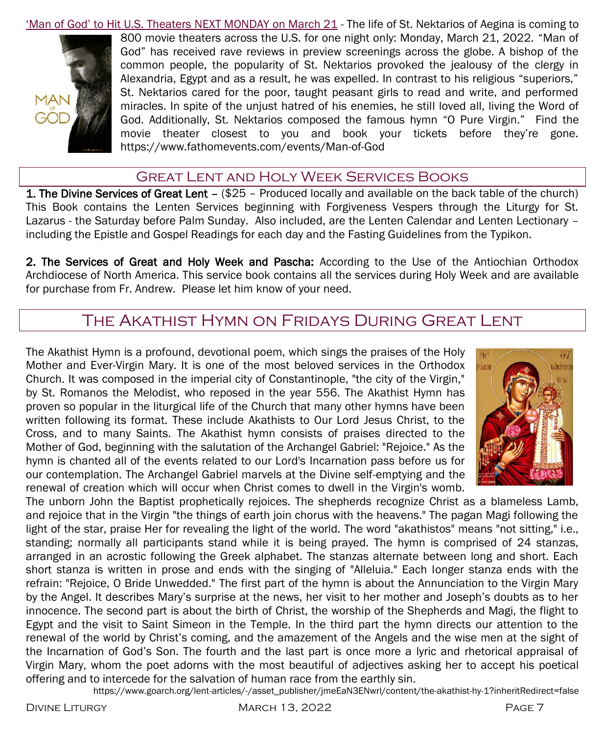'Man of God' to Hit U.S. Theaters NEXT MONDAY on March 21 - The life of St. Nektarios of Aegina is coming to 800 movie theaters across the U.S. for one night only: Monday, March 21, 2022. "Man of God" has received rave reviews in preview screenings across the globe. A bishop of the common people, the popularity of St. Nektarios provoked the jealousy of the clergy in Alexandria, Egypt and as a result, he was expelled. In contrast to his religious "superiors," St. Nektarios cared for the poor, taught peasant girls to read and write, and performed miracles. In spite of the unjust hatred of his enemies, he still loved all, living the Word of God. Additionally, St. Nektarios composed the famous hymn "O Pure Virgin." Find the movie theater closest to you and book your tickets before they're gone. https://www.fathomevents.com/events/Man-of-God

## Great Lent and Holy Week Services Books

**1. The Divine Services of Great Lent –** ($25 – Produced locally and available on the back table of the church) This Book contains the Lenten Services beginning with Forgiveness Vespers through the Liturgy for St. Lazarus - the Saturday before Palm Sunday. Also included, are the Lenten Calendar and Lenten Lectionary – including the Epistle and Gospel Readings for each day and the Fasting Guidelines from the Typikon.

**2. The Services of Great and Holy Week and Pascha:** According to the Use of the Antiochian Orthodox Archdiocese of North America. This service book contains all the services during Holy Week and are available for purchase from Fr. Andrew. Please let him know of your need.

## The Akathist Hymn on Fridays During Great Lent

The Akathist Hymn is a profound, devotional poem, which sings the praises of the Holy Mother and Ever-Virgin Mary. It is one of the most beloved services in the Orthodox Church. It was composed in the imperial city of Constantinople, "the city of the Virgin," by St. Romanos the Melodist, who reposed in the year 556. The Akathist Hymn has proven so popular in the liturgical life of the Church that many other hymns have been written following its format. These include Akathists to Our Lord Jesus Christ, to the Cross, and to many Saints. The Akathist hymn consists of praises directed to the Mother of God, beginning with the salutation of the Archangel Gabriel: "Rejoice." As the hymn is chanted all of the events related to our Lord's Incarnation pass before us for our contemplation. The Archangel Gabriel marvels at the Divine self-emptying and the renewal of creation which will occur when Christ comes to dwell in the Virgin's womb. The unborn John the Baptist prophetically rejoices. The shepherds recognize Christ as a blameless Lamb, and rejoice that in the Virgin "the things of earth join chorus with the heavens." The pagan Magi following the light of the star, praise Her for revealing the light of the world. The word "akathistos" means "not sitting," i.e., standing; normally all participants stand while it is being prayed. The hymn is comprised of 24 stanzas, arranged in an acrostic following the Greek alphabet. The stanzas alternate between long and short. Each short stanza is written in prose and ends with the singing of "Alleluia." Each longer stanza ends with the refrain: "Rejoice, O Bride Unwedded." The first part of the hymn is about the Annunciation to the Virgin Mary by the Angel. It describes Mary's surprise at the news, her visit to her mother and Joseph's doubts as to her innocence. The second part is about the birth of Christ, the worship of the Shepherds and Magi, the flight to Egypt and the visit to Saint Simeon in the Temple. In the third part the hymn directs our attention to the renewal of the world by Christ's coming, and the amazement of the Angels and the wise men at the sight of the Incarnation of God's Son. The fourth and the last part is once more a lyric and rhetorical appraisal of Virgin Mary, whom the poet adorns with the most beautiful of adjectives asking her to accept his poetical offering and to intercede for the salvation of human race from the earthly sin.

https://www.goarch.org/lent-articles/-/asset_publisher/jmeEaN3ENwrl/content/the-akathist-hy-1?inheritRedirect=false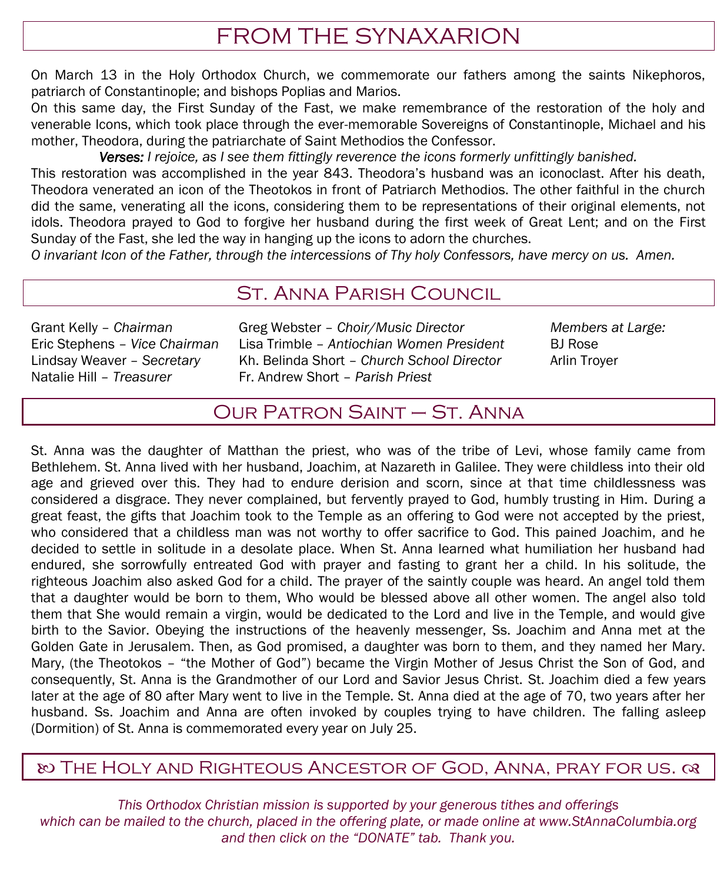# FROM THE SYNAXARION

On March 13 in the Holy Orthodox Church, we commemorate our fathers among the saints Nikephoros, patriarch of Constantinople; and bishops Poplias and Marios.

On this same day, the First Sunday of the Fast, we make remembrance of the restoration of the holy and venerable Icons, which took place through the ever-memorable Sovereigns of Constantinople, Michael and his mother, Theodora, during the patriarchate of Saint Methodios the Confessor.

***Verses:*** *I rejoice, as I see them fittingly reverence the icons formerly unfittingly banished.*

This restoration was accomplished in the year 843. Theodora's husband was an iconoclast. After his death, Theodora venerated an icon of the Theotokos in front of Patriarch Methodios. The other faithful in the church did the same, venerating all the icons, considering them to be representations of their original elements, not idols. Theodora prayed to God to forgive her husband during the first week of Great Lent; and on the First Sunday of the Fast, she led the way in hanging up the icons to adorn the churches.

*O invariant Icon of the Father, through the intercessions of Thy holy Confessors, have mercy on us. Amen.*

## St. Anna Parish Council

Grant Kelly – *Chairman*
Eric Stephens – *Vice Chairman*
Lindsay Weaver – *Secretary*
Natalie Hill – *Treasurer*

Greg Webster – *Choir/Music Director*
Lisa Trimble – *Antiochian Women President*
Kh. Belinda Short – *Church School Director*
Fr. Andrew Short – *Parish Priest*

*Members at Large:*
BJ Rose
Arlin Troyer

## Our Patron Saint – St. Anna

St. Anna was the daughter of Matthan the priest, who was of the tribe of Levi, whose family came from Bethlehem. St. Anna lived with her husband, Joachim, at Nazareth in Galilee. They were childless into their old age and grieved over this. They had to endure derision and scorn, since at that time childlessness was considered a disgrace. They never complained, but fervently prayed to God, humbly trusting in Him. During a great feast, the gifts that Joachim took to the Temple as an offering to God were not accepted by the priest, who considered that a childless man was not worthy to offer sacrifice to God. This pained Joachim, and he decided to settle in solitude in a desolate place. When St. Anna learned what humiliation her husband had endured, she sorrowfully entreated God with prayer and fasting to grant her a child. In his solitude, the righteous Joachim also asked God for a child. The prayer of the saintly couple was heard. An angel told them that a daughter would be born to them, Who would be blessed above all other women. The angel also told them that She would remain a virgin, would be dedicated to the Lord and live in the Temple, and would give birth to the Savior. Obeying the instructions of the heavenly messenger, Ss. Joachim and Anna met at the Golden Gate in Jerusalem. Then, as God promised, a daughter was born to them, and they named her Mary. Mary, (the Theotokos – "the Mother of God") became the Virgin Mother of Jesus Christ the Son of God, and consequently, St. Anna is the Grandmother of our Lord and Savior Jesus Christ. St. Joachim died a few years later at the age of 80 after Mary went to live in the Temple. St. Anna died at the age of 70, two years after her husband. Ss. Joachim and Anna are often invoked by couples trying to have children. The falling asleep (Dormition) of St. Anna is commemorated every year on July 25.

## ꕥ The Holy and Righteous Ancestor of God, Anna, pray for us. ꕥ

*This Orthodox Christian mission is supported by your generous tithes and offerings which can be mailed to the church, placed in the offering plate, or made online at www.StAnnaColumbia.org and then click on the "DONATE" tab. Thank you.*